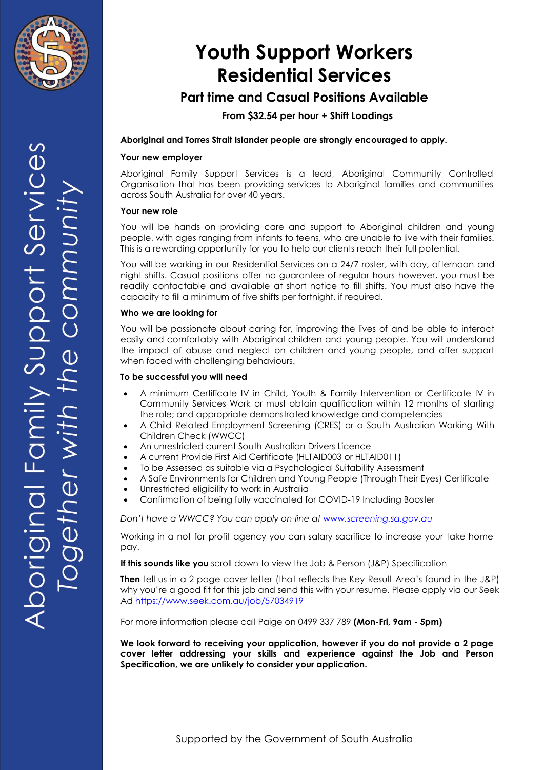Aboriginal Family Support Services
*Together with the community*

# Youth Support Workers
# Residential Services

## Part time and Casual Positions Available

### From $32.54 per hour + Shift Loadings

**Aboriginal and Torres Strait Islander people are strongly encouraged to apply.**

**Your new employer**

Aboriginal Family Support Services is a lead, Aboriginal Community Controlled Organisation that has been providing services to Aboriginal families and communities across South Australia for over 40 years.

**Your new role**

You will be hands on providing care and support to Aboriginal children and young people, with ages ranging from infants to teens, who are unable to live with their families. This is a rewarding opportunity for you to help our clients reach their full potential.

You will be working in our Residential Services on a 24/7 roster, with day, afternoon and night shifts. Casual positions offer no guarantee of regular hours however, you must be readily contactable and available at short notice to fill shifts. You must also have the capacity to fill a minimum of five shifts per fortnight, if required.

**Who we are looking for**

You will be passionate about caring for, improving the lives of and be able to interact easily and comfortably with Aboriginal children and young people. You will understand the impact of abuse and neglect on children and young people, and offer support when faced with challenging behaviours.

**To be successful you will need**

- A minimum Certificate IV in Child, Youth & Family Intervention or Certificate IV in Community Services Work or must obtain qualification within 12 months of starting the role; and appropriate demonstrated knowledge and competencies
- A Child Related Employment Screening (CRES) or a South Australian Working With Children Check (WWCC)
- An unrestricted current South Australian Drivers Licence
- A current Provide First Aid Certificate (HLTAID003 or HLTAID011)
- To be Assessed as suitable via a Psychological Suitability Assessment
- A Safe Environments for Children and Young People (Through Their Eyes) Certificate
- Unrestricted eligibility to work in Australia
- Confirmation of being fully vaccinated for COVID-19 Including Booster

*Don't have a WWCC? You can apply on-line at www.screening.sa.gov.au*

Working in a not for profit agency you can salary sacrifice to increase your take home pay.

**If this sounds like you** scroll down to view the Job & Person (J&P) Specification

**Then** tell us in a 2 page cover letter (that reflects the Key Result Area's found in the J&P) why you're a good fit for this job and send this with your resume. Please apply via our Seek Ad https://www.seek.com.au/job/57034919

For more information please call Paige on 0499 337 789 **(Mon-Fri, 9am - 5pm)**

**We look forward to receiving your application, however if you do not provide a 2 page cover letter addressing your skills and experience against the Job and Person Specification, we are unlikely to consider your application.**

Supported by the Government of South Australia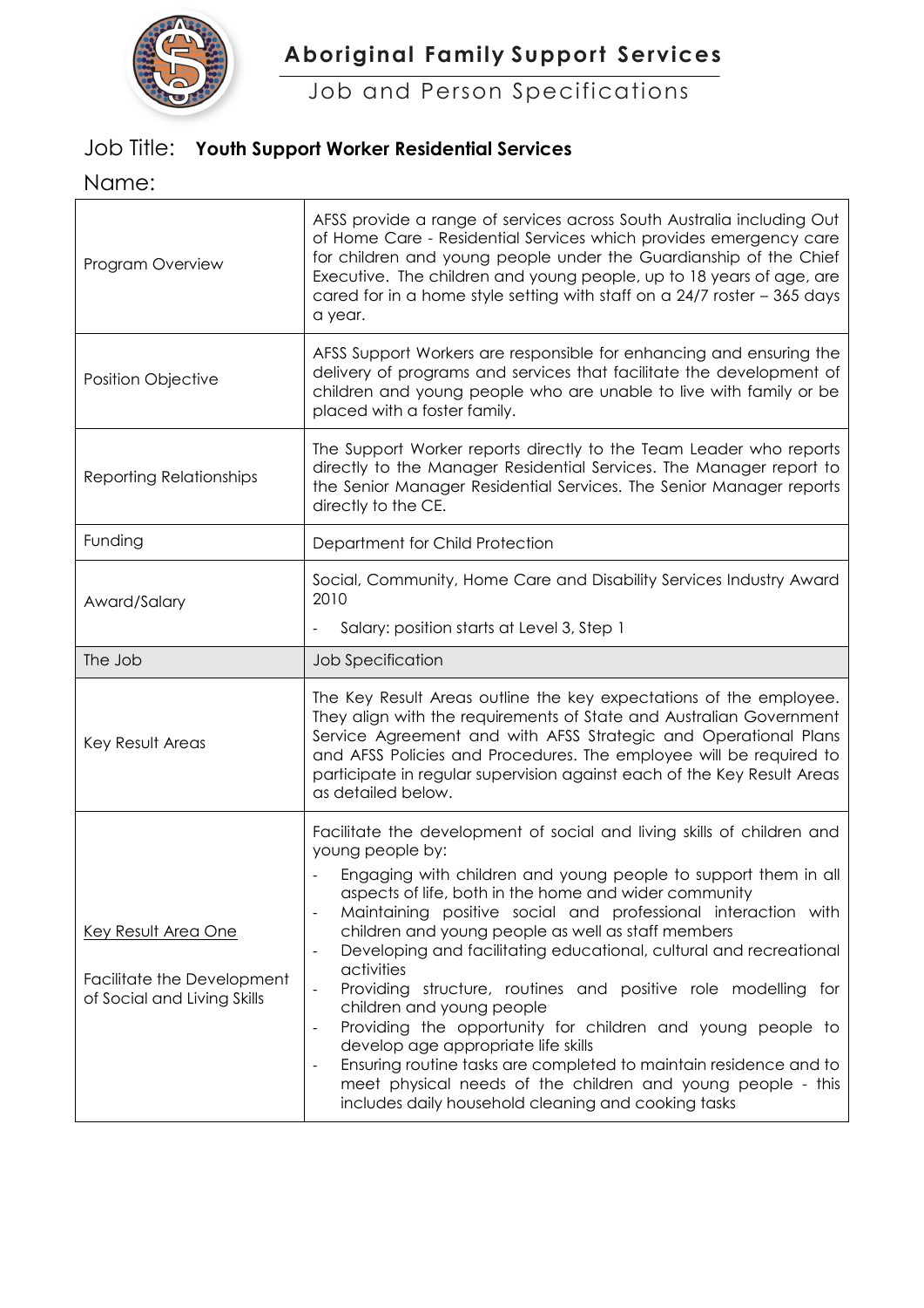# Aboriginal Family Support Services

## Job and Person Specifications

Job Title: **Youth Support Worker Residential Services**

Name:

| | |
|---|---|
| Program Overview | AFSS provide a range of services across South Australia including Out of Home Care - Residential Services which provides emergency care for children and young people under the Guardianship of the Chief Executive. The children and young people, up to 18 years of age, are cared for in a home style setting with staff on a 24/7 roster – 365 days a year. |
| Position Objective | AFSS Support Workers are responsible for enhancing and ensuring the delivery of programs and services that facilitate the development of children and young people who are unable to live with family or be placed with a foster family. |
| Reporting Relationships | The Support Worker reports directly to the Team Leader who reports directly to the Manager Residential Services. The Manager report to the Senior Manager Residential Services. The Senior Manager reports directly to the CE. |
| Funding | Department for Child Protection |
| Award/Salary | Social, Community, Home Care and Disability Services Industry Award 2010<br>- Salary: position starts at Level 3, Step 1 |
| The Job | Job Specification |
| Key Result Areas | The Key Result Areas outline the key expectations of the employee. They align with the requirements of State and Australian Government Service Agreement and with AFSS Strategic and Operational Plans and AFSS Policies and Procedures. The employee will be required to participate in regular supervision against each of the Key Result Areas as detailed below. |
| <u>Key Result Area One</u><br><br>Facilitate the Development of Social and Living Skills | Facilitate the development of social and living skills of children and young people by:<br>- Engaging with children and young people to support them in all aspects of life, both in the home and wider community<br>- Maintaining positive social and professional interaction with children and young people as well as staff members<br>- Developing and facilitating educational, cultural and recreational activities<br>- Providing structure, routines and positive role modelling for children and young people<br>- Providing the opportunity for children and young people to develop age appropriate life skills<br>- Ensuring routine tasks are completed to maintain residence and to meet physical needs of the children and young people - this includes daily household cleaning and cooking tasks |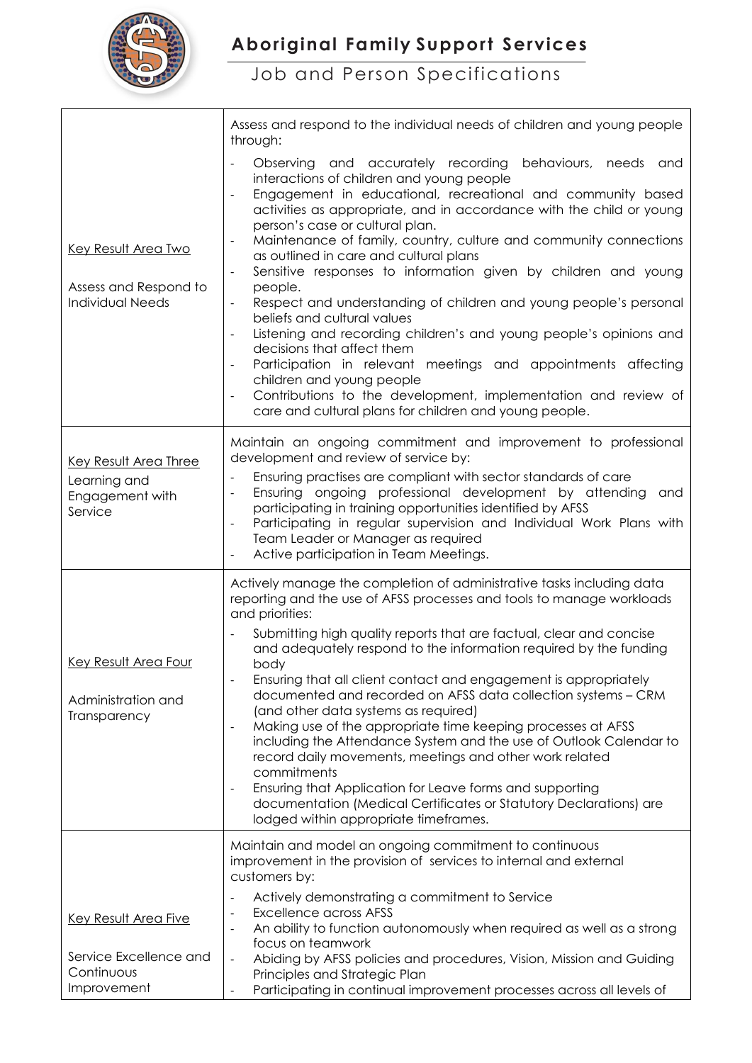| Key Result Area | Description |
|---|---|
| Key Result Area Two<br><br>Assess and Respond to Individual Needs | Assess and respond to the individual needs of children and young people through:<br>- Observing and accurately recording behaviours, needs and interactions of children and young people<br>- Engagement in educational, recreational and community based activities as appropriate, and in accordance with the child or young person's case or cultural plan.<br>- Maintenance of family, country, culture and community connections as outlined in care and cultural plans<br>- Sensitive responses to information given by children and young people.<br>- Respect and understanding of children and young people's personal beliefs and cultural values<br>- Listening and recording children's and young people's opinions and decisions that affect them<br>- Participation in relevant meetings and appointments affecting children and young people<br>- Contributions to the development, implementation and review of care and cultural plans for children and young people. |
| Key Result Area Three<br><br>Learning and Engagement with Service | Maintain an ongoing commitment and improvement to professional development and review of service by:<br>- Ensuring practises are compliant with sector standards of care<br>- Ensuring ongoing professional development by attending and participating in training opportunities identified by AFSS<br>- Participating in regular supervision and Individual Work Plans with Team Leader or Manager as required<br>- Active participation in Team Meetings. |
| Key Result Area Four<br><br>Administration and Transparency | Actively manage the completion of administrative tasks including data reporting and the use of AFSS processes and tools to manage workloads and priorities:<br>- Submitting high quality reports that are factual, clear and concise and adequately respond to the information required by the funding body<br>- Ensuring that all client contact and engagement is appropriately documented and recorded on AFSS data collection systems – CRM (and other data systems as required)<br>- Making use of the appropriate time keeping processes at AFSS including the Attendance System and the use of Outlook Calendar to record daily movements, meetings and other work related commitments<br>- Ensuring that Application for Leave forms and supporting documentation (Medical Certificates or Statutory Declarations) are lodged within appropriate timeframes. |
| Key Result Area Five<br><br>Service Excellence and Continuous Improvement | Maintain and model an ongoing commitment to continuous improvement in the provision of services to internal and external customers by:<br>- Actively demonstrating a commitment to Service<br>- Excellence across AFSS<br>- An ability to function autonomously when required as well as a strong focus on teamwork<br>- Abiding by AFSS policies and procedures, Vision, Mission and Guiding Principles and Strategic Plan<br>- Participating in continual improvement processes across all levels of |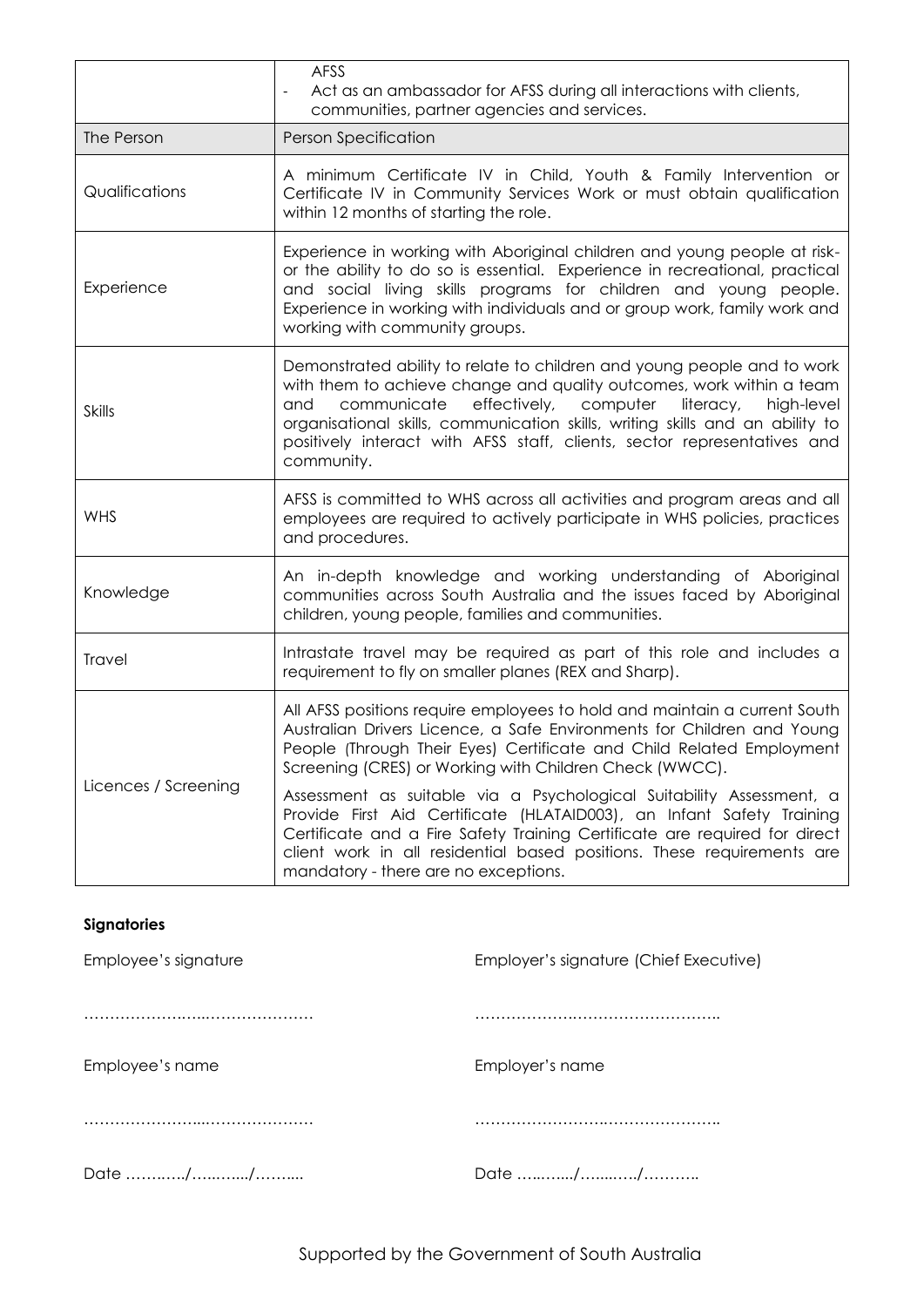| | |
|---|---|
| | AFSS<br>- Act as an ambassador for AFSS during all interactions with clients, communities, partner agencies and services. |
| The Person | Person Specification |
| Qualifications | A minimum Certificate IV in Child, Youth & Family Intervention or Certificate IV in Community Services Work or must obtain qualification within 12 months of starting the role. |
| Experience | Experience in working with Aboriginal children and young people at risk- or the ability to do so is essential. Experience in recreational, practical and social living skills programs for children and young people. Experience in working with individuals and or group work, family work and working with community groups. |
| Skills | Demonstrated ability to relate to children and young people and to work with them to achieve change and quality outcomes, work within a team and communicate effectively, computer literacy, high-level organisational skills, communication skills, writing skills and an ability to positively interact with AFSS staff, clients, sector representatives and community. |
| WHS | AFSS is committed to WHS across all activities and program areas and all employees are required to actively participate in WHS policies, practices and procedures. |
| Knowledge | An in-depth knowledge and working understanding of Aboriginal communities across South Australia and the issues faced by Aboriginal children, young people, families and communities. |
| Travel | Intrastate travel may be required as part of this role and includes a requirement to fly on smaller planes (REX and Sharp). |
| Licences / Screening | All AFSS positions require employees to hold and maintain a current South Australian Drivers Licence, a Safe Environments for Children and Young People (Through Their Eyes) Certificate and Child Related Employment Screening (CRES) or Working with Children Check (WWCC).<br><br>Assessment as suitable via a Psychological Suitability Assessment, a Provide First Aid Certificate (HLTAID003), an Infant Safety Training Certificate and a Fire Safety Training Certificate are required for direct client work in all residential based positions. These requirements are mandatory - there are no exceptions. |

**Signatories**

| | |
|---|---|
| Employee's signature | Employer's signature (Chief Executive) |
| ……………………………………… | ……………………………………….. |
| Employee's name | Employer's name |
| ……………………………………… | ……………………………………….. |
| Date ………/………/……... | Date ………/………/………. |

Supported by the Government of South Australia